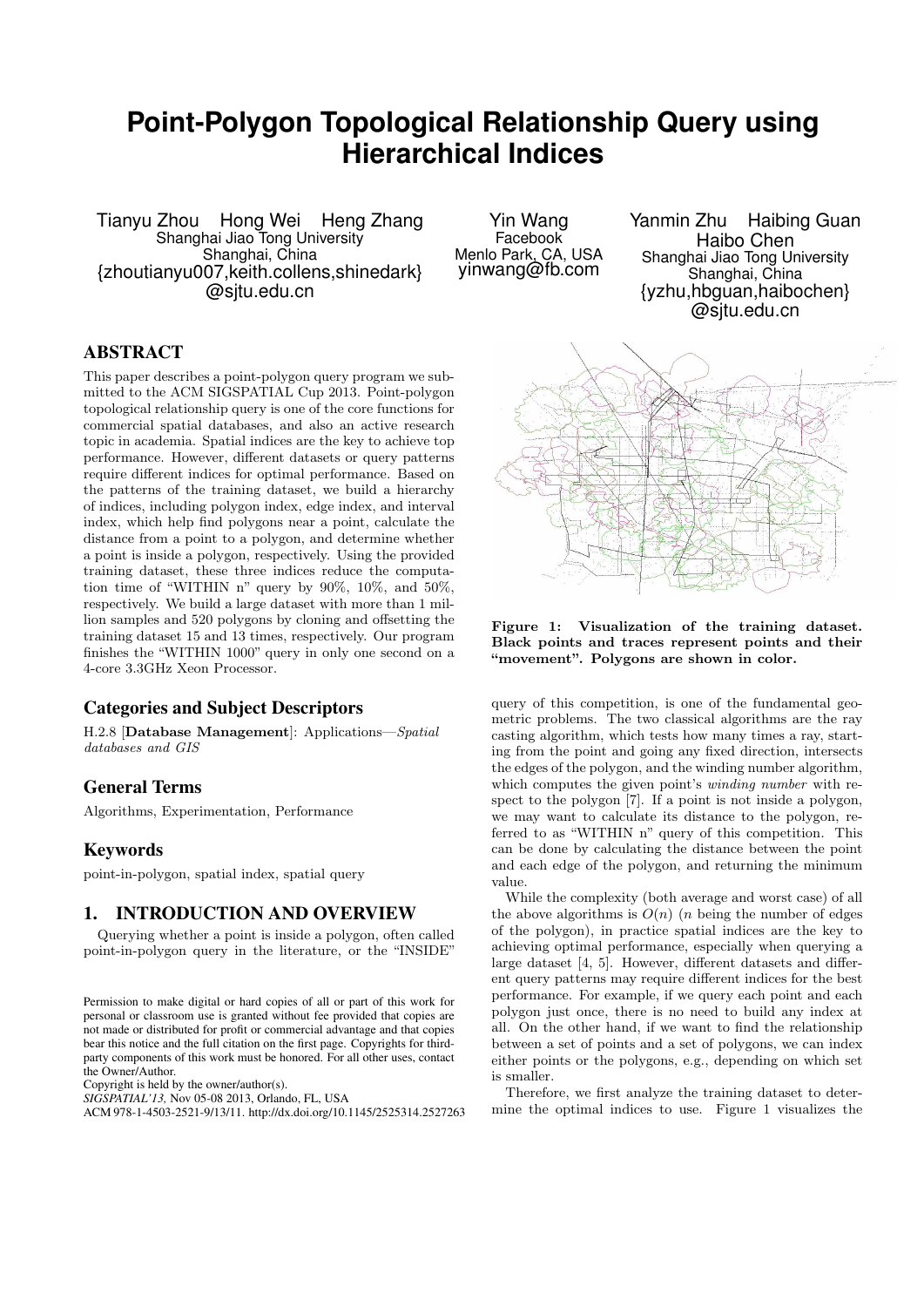# Point-Polygon Topological Relationship Query using Hierarchical Indices

Tianyu Zhou Hong Wei Heng Zhang
Shanghai Jiao Tong University
Shanghai, China
{zhoutianyu007,keith.collens,shinedark}@sjtu.edu.cn

Yin Wang
Facebook
Menlo Park, CA, USA
yinwang@fb.com

Yanmin Zhu Haibing Guan Haibo Chen
Shanghai Jiao Tong University
Shanghai, China
{yzhu,hbguan,haibochen}@sjtu.edu.cn

## ABSTRACT

This paper describes a point-polygon query program we submitted to the ACM SIGSPATIAL Cup 2013. Point-polygon topological relationship query is one of the core functions for commercial spatial databases, and also an active research topic in academia. Spatial indices are the key to achieve top performance. However, different datasets or query patterns require different indices for optimal performance. Based on the patterns of the training dataset, we build a hierarchy of indices, including polygon index, edge index, and interval index, which help find polygons near a point, calculate the distance from a point to a polygon, and determine whether a point is inside a polygon, respectively. Using the provided training dataset, these three indices reduce the computation time of "WITHIN n" query by 90%, 10%, and 50%, respectively. We build a large dataset with more than 1 million samples and 520 polygons by cloning and offsetting the training dataset 15 and 13 times, respectively. Our program finishes the "WITHIN 1000" query in only one second on a 4-core 3.3GHz Xeon Processor.

### Categories and Subject Descriptors

H.2.8 [**Database Management**]: Applications—*Spatial databases and GIS*

### General Terms

Algorithms, Experimentation, Performance

### Keywords

point-in-polygon, spatial index, spatial query

## 1. INTRODUCTION AND OVERVIEW

Querying whether a point is inside a polygon, often called point-in-polygon query in the literature, or the "INSIDE" query of this competition, is one of the fundamental geometric problems. The two classical algorithms are the ray casting algorithm, which tests how many times a ray, starting from the point and going any fixed direction, intersects the edges of the polygon, and the winding number algorithm, which computes the given point's *winding number* with respect to the polygon [7]. If a point is not inside a polygon, we may want to calculate its distance to the polygon, referred to as "WITHIN n" query of this competition. This can be done by calculating the distance between the point and each edge of the polygon, and returning the minimum value.

While the complexity (both average and worst case) of all the above algorithms is $O(n)$ ($n$ being the number of edges of the polygon), in practice spatial indices are the key to achieving optimal performance, especially when querying a large dataset [4, 5]. However, different datasets and different query patterns may require different indices for the best performance. For example, if we query each point and each polygon just once, there is no need to build any index at all. On the other hand, if we want to find the relationship between a set of points and a set of polygons, we can index either points or the polygons, e.g., depending on which set is smaller.

Therefore, we first analyze the training dataset to determine the optimal indices to use. Figure 1 visualizes the

**Figure 1: Visualization of the training dataset. Black points and traces represent points and their "movement". Polygons are shown in color.**

Permission to make digital or hard copies of all or part of this work for personal or classroom use is granted without fee provided that copies are not made or distributed for profit or commercial advantage and that copies bear this notice and the full citation on the first page. Copyrights for third-party components of this work must be honored. For all other uses, contact the Owner/Author.
Copyright is held by the owner/author(s).
*SIGSPATIAL'13,* Nov 05-08 2013, Orlando, FL, USA
ACM 978-1-4503-2521-9/13/11. http://dx.doi.org/10.1145/2525314.2527263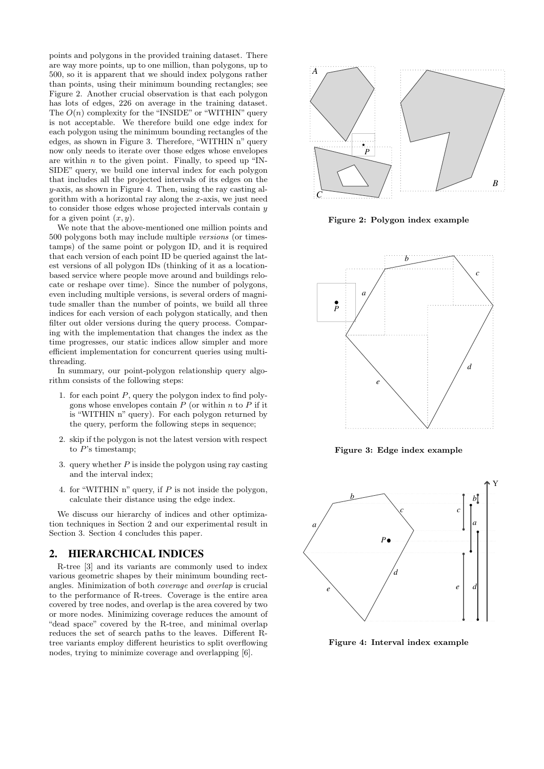points and polygons in the provided training dataset. There are way more points, up to one million, than polygons, up to 500, so it is apparent that we should index polygons rather than points, using their minimum bounding rectangles; see Figure 2. Another crucial observation is that each polygon has lots of edges, 226 on average in the training dataset. The $O(n)$ complexity for the "INSIDE" or "WITHIN" query is not acceptable. We therefore build one edge index for each polygon using the minimum bounding rectangles of the edges, as shown in Figure 3. Therefore, "WITHIN n" query now only needs to iterate over those edges whose envelopes are within $n$ to the given point. Finally, to speed up "INSIDE" query, we build one interval index for each polygon that includes all the projected intervals of its edges on the $y$-axis, as shown in Figure 4. Then, using the ray casting algorithm with a horizontal ray along the $x$-axis, we just need to consider those edges whose projected intervals contain $y$ for a given point $(x, y)$.

We note that the above-mentioned one million points and 500 polygons both may include multiple *versions* (or timestamps) of the same point or polygon ID, and it is required that each version of each point ID be queried against the latest versions of all polygon IDs (thinking of it as a location-based service where people move around and buildings relocate or reshape over time). Since the number of polygons, even including multiple versions, is several orders of magnitude smaller than the number of points, we build all three indices for each version of each polygon statically, and then filter out older versions during the query process. Comparing with the implementation that changes the index as the time progresses, our static indices allow simpler and more efficient implementation for concurrent queries using multi-threading.

In summary, our point-polygon relationship query algorithm consists of the following steps:

1. for each point $P$, query the polygon index to find polygons whose envelopes contain $P$ (or within $n$ to $P$ if it is "WITHIN n" query). For each polygon returned by the query, perform the following steps in sequence;
2. skip if the polygon is not the latest version with respect to $P$'s timestamp;
3. query whether $P$ is inside the polygon using ray casting and the interval index;
4. for "WITHIN n" query, if $P$ is not inside the polygon, calculate their distance using the edge index.

We discuss our hierarchy of indices and other optimization techniques in Section 2 and our experimental result in Section 3. Section 4 concludes this paper.

## 2. HIERARCHICAL INDICES

R-tree [3] and its variants are commonly used to index various geometric shapes by their minimum bounding rectangles. Minimization of both *coverage* and *overlap* is crucial to the performance of R-trees. Coverage is the entire area covered by tree nodes, and overlap is the area covered by two or more nodes. Minimizing coverage reduces the amount of "dead space" covered by the R-tree, and minimal overlap reduces the set of search paths to the leaves. Different R-tree variants employ different heuristics to split overflowing nodes, trying to minimize coverage and overlapping [6].

**Figure 2: Polygon index example**

**Figure 3: Edge index example**

**Figure 4: Interval index example**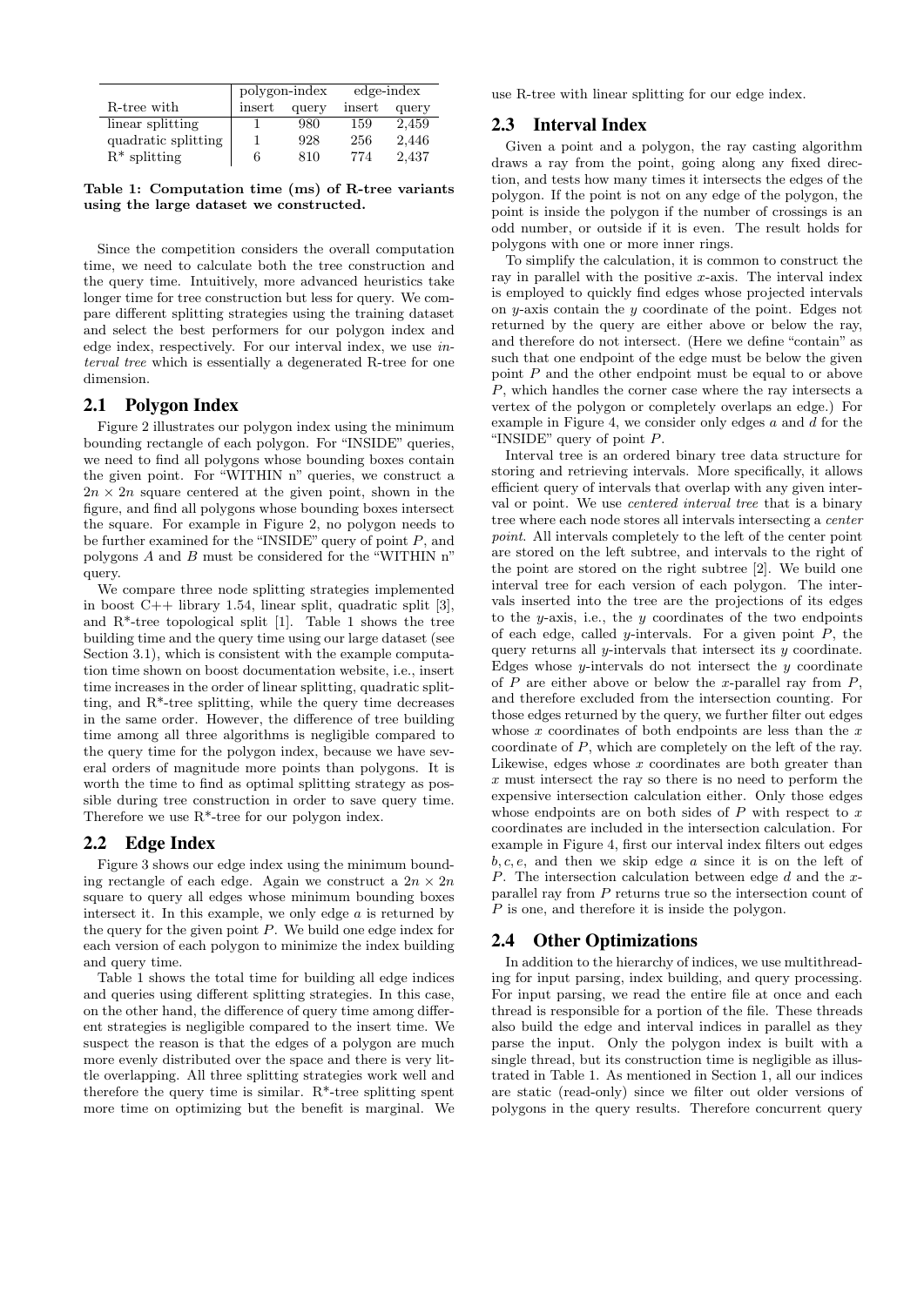| R-tree with | polygon-index | | edge-index | |
|---|---|---|---|---|
| | insert | query | insert | query |
| linear splitting | 1 | 980 | 159 | 2,459 |
| quadratic splitting | 1 | 928 | 256 | 2,446 |
| R* splitting | 6 | 810 | 774 | 2,437 |

**Table 1: Computation time (ms) of R-tree variants using the large dataset we constructed.**

Since the competition considers the overall computation time, we need to calculate both the tree construction and the query time. Intuitively, more advanced heuristics take longer time for tree construction but less for query. We compare different splitting strategies using the training dataset and select the best performers for our polygon index and edge index, respectively. For our interval index, we use *interval tree* which is essentially a degenerated R-tree for one dimension.

## 2.1 Polygon Index

Figure 2 illustrates our polygon index using the minimum bounding rectangle of each polygon. For "INSIDE" queries, we need to find all polygons whose bounding boxes contain the given point. For "WITHIN n" queries, we construct a $2n \times 2n$ square centered at the given point, shown in the figure, and find all polygons whose bounding boxes intersect the square. For example in Figure 2, no polygon needs to be further examined for the "INSIDE" query of point $P$, and polygons $A$ and $B$ must be considered for the "WITHIN n" query.

We compare three node splitting strategies implemented in boost C++ library 1.54, linear split, quadratic split [3], and R*-tree topological split [1]. Table 1 shows the tree building time and the query time using our large dataset (see Section 3.1), which is consistent with the example computation time shown on boost documentation website, i.e., insert time increases in the order of linear splitting, quadratic splitting, and R*-tree splitting, while the query time decreases in the same order. However, the difference of tree building time among all three algorithms is negligible compared to the query time for the polygon index, because we have several orders of magnitude more points than polygons. It is worth the time to find as optimal splitting strategy as possible during tree construction in order to save query time. Therefore we use R*-tree for our polygon index.

## 2.2 Edge Index

Figure 3 shows our edge index using the minimum bounding rectangle of each edge. Again we construct a $2n \times 2n$ square to query all edges whose minimum bounding boxes intersect it. In this example, we only edge $a$ is returned by the query for the given point $P$. We build one edge index for each version of each polygon to minimize the index building and query time.

Table 1 shows the total time for building all edge indices and queries using different splitting strategies. In this case, on the other hand, the difference of query time among different strategies is negligible compared to the insert time. We suspect the reason is that the edges of a polygon are much more evenly distributed over the space and there is very little overlapping. All three splitting strategies work well and therefore the query time is similar. R*-tree splitting spent more time on optimizing but the benefit is marginal. We use R-tree with linear splitting for our edge index.

## 2.3 Interval Index

Given a point and a polygon, the ray casting algorithm draws a ray from the point, going along any fixed direction, and tests how many times it intersects the edges of the polygon. If the point is not on any edge of the polygon, the point is inside the polygon if the number of crossings is an odd number, or outside if it is even. The result holds for polygons with one or more inner rings.

To simplify the calculation, it is common to construct the ray in parallel with the positive $x$-axis. The interval index is employed to quickly find edges whose projected intervals on $y$-axis contain the $y$ coordinate of the point. Edges not returned by the query are either above or below the ray, and therefore do not intersect. (Here we define "contain" as such that one endpoint of the edge must be below the given point $P$ and the other endpoint must be equal to or above $P$, which handles the corner case where the ray intersects a vertex of the polygon or completely overlaps an edge.) For example in Figure 4, we consider only edges $a$ and $d$ for the "INSIDE" query of point $P$.

Interval tree is an ordered binary tree data structure for storing and retrieving intervals. More specifically, it allows efficient query of intervals that overlap with any given interval or point. We use *centered interval tree* that is a binary tree where each node stores all intervals intersecting a *center point*. All intervals completely to the left of the center point are stored on the left subtree, and intervals to the right of the point are stored on the right subtree [2]. We build one interval tree for each version of each polygon. The intervals inserted into the tree are the projections of its edges to the $y$-axis, i.e., the $y$ coordinates of the two endpoints of each edge, called $y$-intervals. For a given point $P$, the query returns all $y$-intervals that intersect its $y$ coordinate. Edges whose $y$-intervals do not intersect the $y$ coordinate of $P$ are either above or below the $x$-parallel ray from $P$, and therefore excluded from the intersection counting. For those edges returned by the query, we further filter out edges whose $x$ coordinates of both endpoints are less than the $x$ coordinate of $P$, which are completely on the left of the ray. Likewise, edges whose $x$ coordinates are both greater than $x$ must intersect the ray so there is no need to perform the expensive intersection calculation either. Only those edges whose endpoints are on both sides of $P$ with respect to $x$ coordinates are included in the intersection calculation. For example in Figure 4, first our interval index filters out edges $b, c, e$, and then we skip edge $a$ since it is on the left of $P$. The intersection calculation between edge $d$ and the $x$-parallel ray from $P$ returns true so the intersection count of $P$ is one, and therefore it is inside the polygon.

## 2.4 Other Optimizations

In addition to the hierarchy of indices, we use multithreading for input parsing, index building, and query processing. For input parsing, we read the entire file at once and each thread is responsible for a portion of the file. These threads also build the edge and interval indices in parallel as they parse the input. Only the polygon index is built with a single thread, but its construction time is negligible as illustrated in Table 1. As mentioned in Section 1, all our indices are static (read-only) since we filter out older versions of polygons in the query results. Therefore concurrent query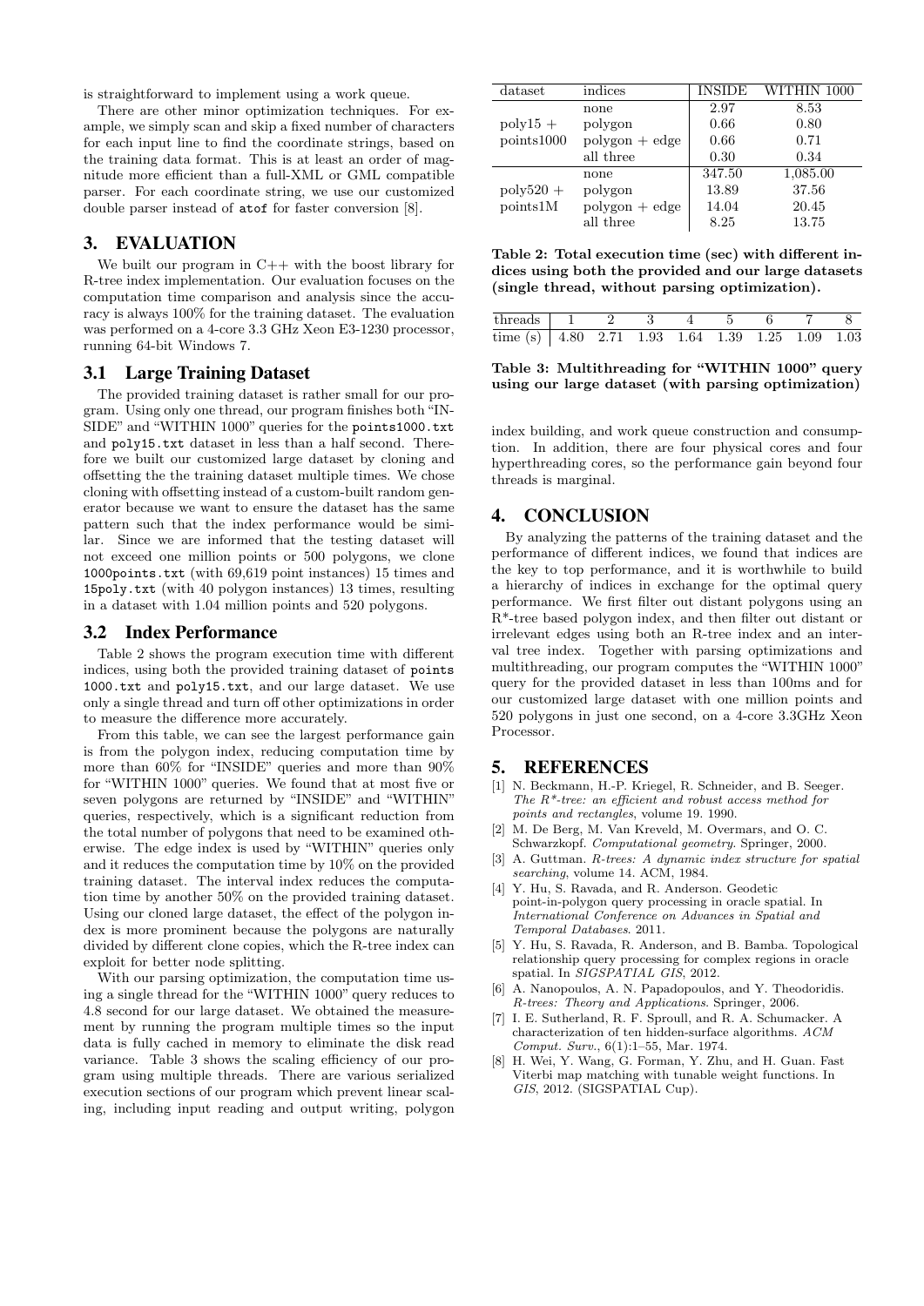is straightforward to implement using a work queue.

There are other minor optimization techniques. For example, we simply scan and skip a fixed number of characters for each input line to find the coordinate strings, based on the training data format. This is at least an order of magnitude more efficient than a full-XML or GML compatible parser. For each coordinate string, we use our customized double parser instead of atof for faster conversion [8].

# 3. EVALUATION

We built our program in C++ with the boost library for R-tree index implementation. Our evaluation focuses on the computation time comparison and analysis since the accuracy is always 100% for the training dataset. The evaluation was performed on a 4-core 3.3 GHz Xeon E3-1230 processor, running 64-bit Windows 7.

## 3.1 Large Training Dataset

The provided training dataset is rather small for our program. Using only one thread, our program finishes both "INSIDE" and "WITHIN 1000" queries for the points1000.txt and poly15.txt dataset in less than a half second. Therefore we built our customized large dataset by cloning and offsetting the the training dataset multiple times. We chose cloning with offsetting instead of a custom-built random generator because we want to ensure the dataset has the same pattern such that the index performance would be similar. Since we are informed that the testing dataset will not exceed one million points or 500 polygons, we clone 1000points.txt (with 69,619 point instances) 15 times and 15poly.txt (with 40 polygon instances) 13 times, resulting in a dataset with 1.04 million points and 520 polygons.

## 3.2 Index Performance

Table 2 shows the program execution time with different indices, using both the provided training dataset of points 1000.txt and poly15.txt, and our large dataset. We use only a single thread and turn off other optimizations in order to measure the difference more accurately.

From this table, we can see the largest performance gain is from the polygon index, reducing computation time by more than 60% for "INSIDE" queries and more than 90% for "WITHIN 1000" queries. We found that at most five or seven polygons are returned by "INSIDE" and "WITHIN" queries, respectively, which is a significant reduction from the total number of polygons that need to be examined otherwise. The edge index is used by "WITHIN" queries only and it reduces the computation time by 10% on the provided training dataset. The interval index reduces the computation time by another 50% on the provided training dataset. Using our cloned large dataset, the effect of the polygon index is more prominent because the polygons are naturally divided by different clone copies, which the R-tree index can exploit for better node splitting.

With our parsing optimization, the computation time using a single thread for the "WITHIN 1000" query reduces to 4.8 second for our large dataset. We obtained the measurement by running the program multiple times so the input data is fully cached in memory to eliminate the disk read variance. Table 3 shows the scaling efficiency of our program using multiple threads. There are various serialized execution sections of our program which prevent linear scaling, including input reading and output writing, polygon index building, and work queue construction and consumption. In addition, there are four physical cores and four hyperthreading cores, so the performance gain beyond four threads is marginal.

| dataset | indices | INSIDE | WITHIN 1000 |
|---|---|---|---|
| poly15 + points1000 | none | 2.97 | 8.53 |
| | polygon | 0.66 | 0.80 |
| | polygon + edge | 0.66 | 0.71 |
| | all three | 0.30 | 0.34 |
| poly520 + points1M | none | 347.50 | 1,085.00 |
| | polygon | 13.89 | 37.56 |
| | polygon + edge | 14.04 | 20.45 |
| | all three | 8.25 | 13.75 |

**Table 2: Total execution time (sec) with different indices using both the provided and our large datasets (single thread, without parsing optimization).**

| threads | 1 | 2 | 3 | 4 | 5 | 6 | 7 | 8 |
|---|---|---|---|---|---|---|---|---|
| time (s) | 4.80 | 2.71 | 1.93 | 1.64 | 1.39 | 1.25 | 1.09 | 1.03 |

**Table 3: Multithreading for "WITHIN 1000" query using our large dataset (with parsing optimization)**

# 4. CONCLUSION

By analyzing the patterns of the training dataset and the performance of different indices, we found that indices are the key to top performance, and it is worthwhile to build a hierarchy of indices in exchange for the optimal query performance. We first filter out distant polygons using an R*-tree based polygon index, and then filter out distant or irrelevant edges using both an R-tree index and an interval tree index. Together with parsing optimizations and multithreading, our program computes the "WITHIN 1000" query for the provided dataset in less than 100ms and for our customized large dataset with one million points and 520 polygons in just one second, on a 4-core 3.3GHz Xeon Processor.

# 5. REFERENCES

[1] N. Beckmann, H.-P. Kriegel, R. Schneider, and B. Seeger. *The R*-tree: an efficient and robust access method for points and rectangles*, volume 19. 1990.

[2] M. De Berg, M. Van Kreveld, M. Overmars, and O. C. Schwarzkopf. *Computational geometry*. Springer, 2000.

[3] A. Guttman. *R-trees: A dynamic index structure for spatial searching*, volume 14. ACM, 1984.

[4] Y. Hu, S. Ravada, and R. Anderson. Geodetic point-in-polygon query processing in oracle spatial. In *International Conference on Advances in Spatial and Temporal Databases*. 2011.

[5] Y. Hu, S. Ravada, R. Anderson, and B. Bamba. Topological relationship query processing for complex regions in oracle spatial. In *SIGSPATIAL GIS*, 2012.

[6] A. Nanopoulos, A. N. Papadopoulos, and Y. Theodoridis. *R-trees: Theory and Applications*. Springer, 2006.

[7] I. E. Sutherland, R. F. Sproull, and R. A. Schumacker. A characterization of ten hidden-surface algorithms. *ACM Comput. Surv.*, 6(1):1–55, Mar. 1974.

[8] H. Wei, Y. Wang, G. Forman, Y. Zhu, and H. Guan. Fast Viterbi map matching with tunable weight functions. In *GIS*, 2012. (SIGSPATIAL Cup).